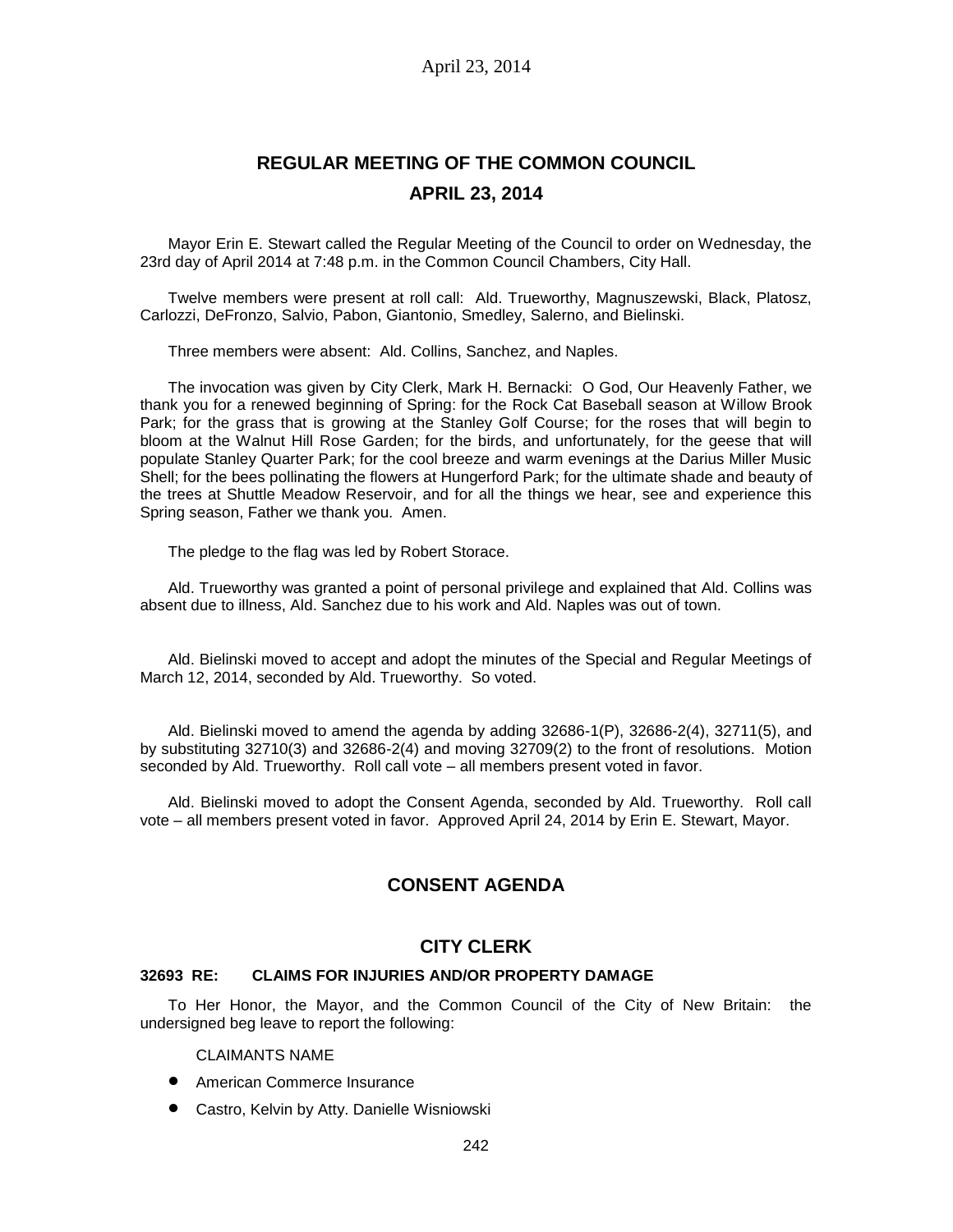# REGULAR MEETING OF THE COMMON COUNCIL

## APRIL 23, 2014

Mayor Erin E. Stewart called the Regular Meeting of the Council to order on Wednesday, the 23rd day of April 2014 at 7:48 p.m. in the Common Council Chambers, City Hall.

Twelve members were present at roll call: Ald. Trueworthy, Magnuszewski, Black, Platosz, Carlozzi, DeFronzo, Salvio, Pabon, Giantonio, Smedley, Salerno, and Bielinski.

Three members were absent: Ald. Collins, Sanchez, and Naples.

The invocation was given by City Clerk, Mark H. Bernacki: O God, Our Heavenly Father, we thank you for a renewed beginning of Spring: for the Rock Cat Baseball season at Willow Brook Park; for the grass that is growing at the Stanley Golf Course; for the roses that will begin to bloom at the Walnut Hill Rose Garden; for the birds, and unfortunately, for the geese that will populate Stanley Quarter Park; for the cool breeze and warm evenings at the Darius Miller Music Shell; for the bees pollinating the flowers at Hungerford Park; for the ultimate shade and beauty of the trees at Shuttle Meadow Reservoir, and for all the things we hear, see and experience this Spring season, Father we thank you. Amen.

The pledge to the flag was led by Robert Storace.

Ald. Trueworthy was granted a point of personal privilege and explained that Ald. Collins was absent due to illness, Ald. Sanchez due to his work and Ald. Naples was out of town.

Ald. Bielinski moved to accept and adopt the minutes of the Special and Regular Meetings of March 12, 2014, seconded by Ald. Trueworthy. So voted.

Ald. Bielinski moved to amend the agenda by adding 32686-1(P), 32686-2(4), 32711(5), and by substituting 32710(3) and 32686-2(4) and moving 32709(2) to the front of resolutions. Motion seconded by Ald. Trueworthy. Roll call vote – all members present voted in favor.

Ald. Bielinski moved to adopt the Consent Agenda, seconded by Ald. Trueworthy. Roll call vote – all members present voted in favor. Approved April 24, 2014 by Erin E. Stewart, Mayor.

## CONSENT AGENDA

## CITY CLERK

### 32693 RE: CLAIMS FOR INJURIES AND/OR PROPERTY DAMAGE

To Her Honor, the Mayor, and the Common Council of the City of New Britain: the undersigned beg leave to report the following:

CLAIMANTS NAME

- American Commerce Insurance
- Castro, Kelvin by Atty. Danielle Wisniowski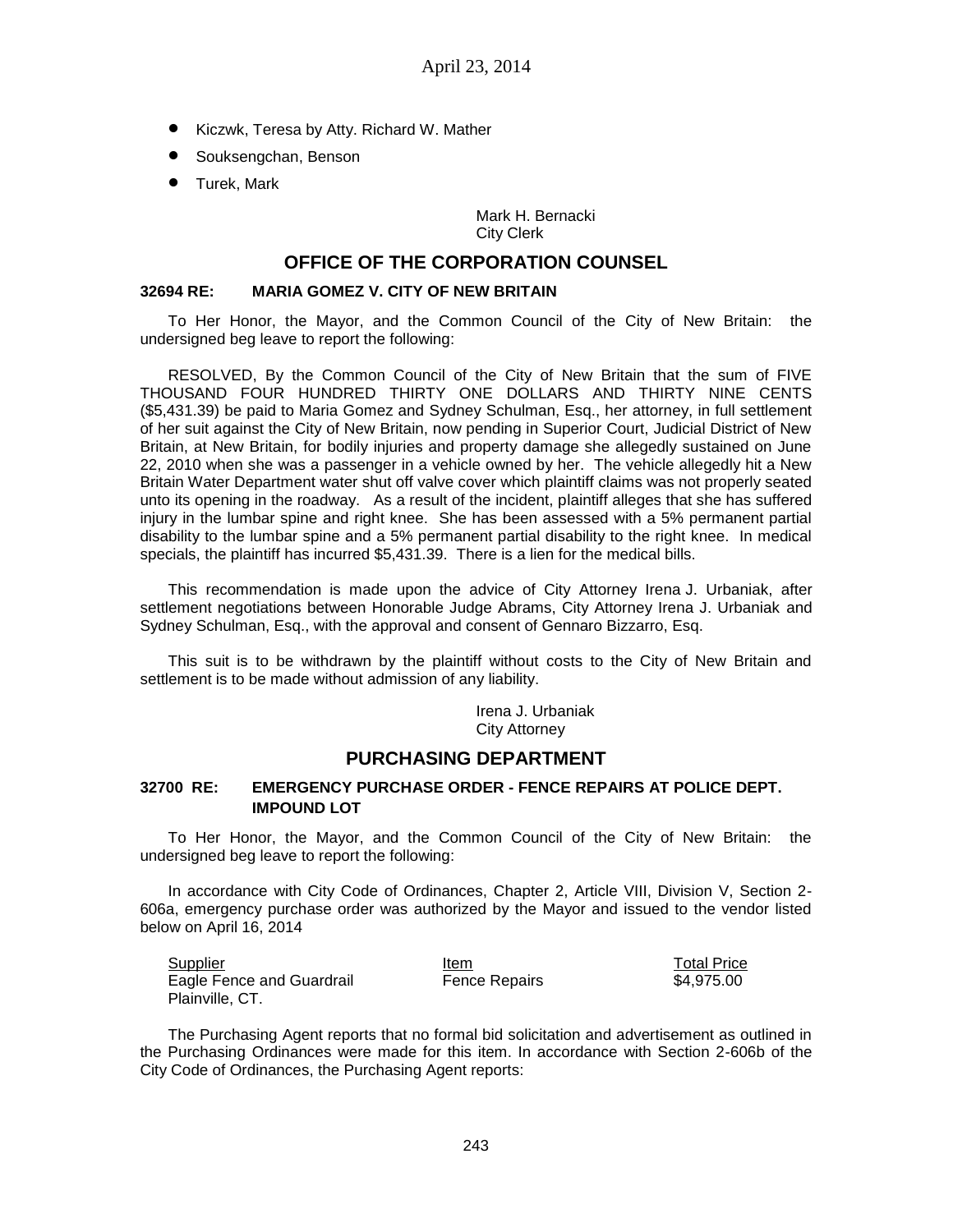- Kiczwk, Teresa by Atty. Richard W. Mather
- Souksengchan, Benson
- Turek, Mark

Mark H. Bernacki
City Clerk

## OFFICE OF THE CORPORATION COUNSEL

### 32694 RE: MARIA GOMEZ V. CITY OF NEW BRITAIN

To Her Honor, the Mayor, and the Common Council of the City of New Britain: the undersigned beg leave to report the following:

RESOLVED, By the Common Council of the City of New Britain that the sum of FIVE THOUSAND FOUR HUNDRED THIRTY ONE DOLLARS AND THIRTY NINE CENTS ($5,431.39) be paid to Maria Gomez and Sydney Schulman, Esq., her attorney, in full settlement of her suit against the City of New Britain, now pending in Superior Court, Judicial District of New Britain, at New Britain, for bodily injuries and property damage she allegedly sustained on June 22, 2010 when she was a passenger in a vehicle owned by her. The vehicle allegedly hit a New Britain Water Department water shut off valve cover which plaintiff claims was not properly seated unto its opening in the roadway. As a result of the incident, plaintiff alleges that she has suffered injury in the lumbar spine and right knee. She has been assessed with a 5% permanent partial disability to the lumbar spine and a 5% permanent partial disability to the right knee. In medical specials, the plaintiff has incurred $5,431.39. There is a lien for the medical bills.

This recommendation is made upon the advice of City Attorney Irena J. Urbaniak, after settlement negotiations between Honorable Judge Abrams, City Attorney Irena J. Urbaniak and Sydney Schulman, Esq., with the approval and consent of Gennaro Bizzarro, Esq.

This suit is to be withdrawn by the plaintiff without costs to the City of New Britain and settlement is to be made without admission of any liability.

Irena J. Urbaniak
City Attorney

## PURCHASING DEPARTMENT

### 32700 RE: EMERGENCY PURCHASE ORDER - FENCE REPAIRS AT POLICE DEPT. IMPOUND LOT

To Her Honor, the Mayor, and the Common Council of the City of New Britain: the undersigned beg leave to report the following:

In accordance with City Code of Ordinances, Chapter 2, Article VIII, Division V, Section 2-606a, emergency purchase order was authorized by the Mayor and issued to the vendor listed below on April 16, 2014

| Supplier | Item | Total Price |
|---|---|---|
| Eagle Fence and Guardrail Plainville, CT. | Fence Repairs | $4,975.00 |

The Purchasing Agent reports that no formal bid solicitation and advertisement as outlined in the Purchasing Ordinances were made for this item. In accordance with Section 2-606b of the City Code of Ordinances, the Purchasing Agent reports: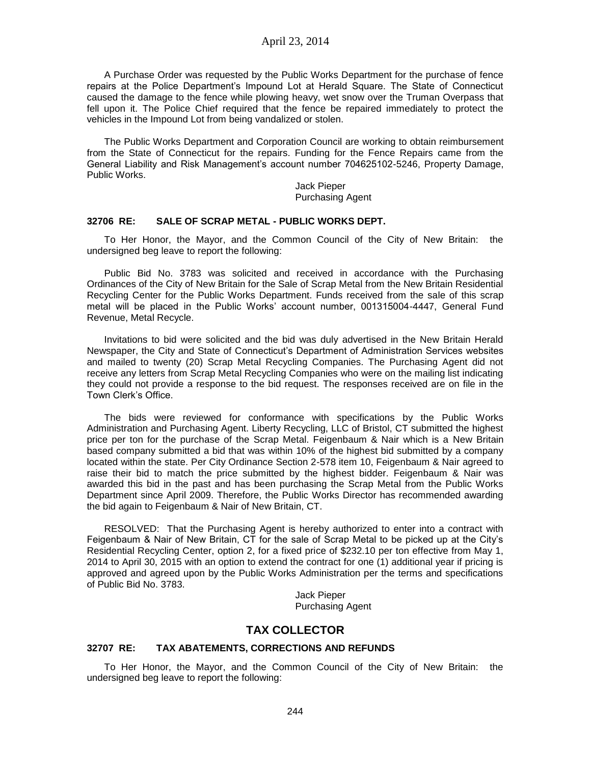A Purchase Order was requested by the Public Works Department for the purchase of fence repairs at the Police Department's Impound Lot at Herald Square. The State of Connecticut caused the damage to the fence while plowing heavy, wet snow over the Truman Overpass that fell upon it. The Police Chief required that the fence be repaired immediately to protect the vehicles in the Impound Lot from being vandalized or stolen.

The Public Works Department and Corporation Council are working to obtain reimbursement from the State of Connecticut for the repairs. Funding for the Fence Repairs came from the General Liability and Risk Management's account number 704625102-5246, Property Damage, Public Works.

Jack Pieper
Purchasing Agent

### 32706 RE: SALE OF SCRAP METAL - PUBLIC WORKS DEPT.

To Her Honor, the Mayor, and the Common Council of the City of New Britain: the undersigned beg leave to report the following:

Public Bid No. 3783 was solicited and received in accordance with the Purchasing Ordinances of the City of New Britain for the Sale of Scrap Metal from the New Britain Residential Recycling Center for the Public Works Department. Funds received from the sale of this scrap metal will be placed in the Public Works' account number, 001315004-4447, General Fund Revenue, Metal Recycle.

Invitations to bid were solicited and the bid was duly advertised in the New Britain Herald Newspaper, the City and State of Connecticut's Department of Administration Services websites and mailed to twenty (20) Scrap Metal Recycling Companies. The Purchasing Agent did not receive any letters from Scrap Metal Recycling Companies who were on the mailing list indicating they could not provide a response to the bid request. The responses received are on file in the Town Clerk's Office.

The bids were reviewed for conformance with specifications by the Public Works Administration and Purchasing Agent. Liberty Recycling, LLC of Bristol, CT submitted the highest price per ton for the purchase of the Scrap Metal. Feigenbaum & Nair which is a New Britain based company submitted a bid that was within 10% of the highest bid submitted by a company located within the state. Per City Ordinance Section 2-578 item 10, Feigenbaum & Nair agreed to raise their bid to match the price submitted by the highest bidder. Feigenbaum & Nair was awarded this bid in the past and has been purchasing the Scrap Metal from the Public Works Department since April 2009. Therefore, the Public Works Director has recommended awarding the bid again to Feigenbaum & Nair of New Britain, CT.

RESOLVED: That the Purchasing Agent is hereby authorized to enter into a contract with Feigenbaum & Nair of New Britain, CT for the sale of Scrap Metal to be picked up at the City's Residential Recycling Center, option 2, for a fixed price of $232.10 per ton effective from May 1, 2014 to April 30, 2015 with an option to extend the contract for one (1) additional year if pricing is approved and agreed upon by the Public Works Administration per the terms and specifications of Public Bid No. 3783.

Jack Pieper
Purchasing Agent

## TAX COLLECTOR

### 32707 RE: TAX ABATEMENTS, CORRECTIONS AND REFUNDS

To Her Honor, the Mayor, and the Common Council of the City of New Britain: the undersigned beg leave to report the following: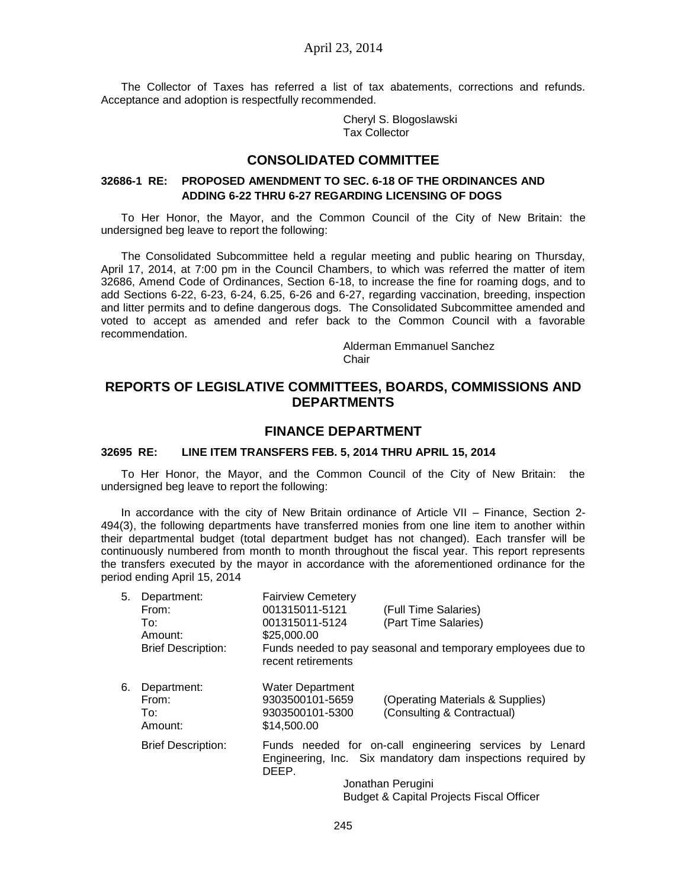The Collector of Taxes has referred a list of tax abatements, corrections and refunds. Acceptance and adoption is respectfully recommended.

Cheryl S. Blogoslawski
Tax Collector

## CONSOLIDATED COMMITTEE

**32686-1 RE: PROPOSED AMENDMENT TO SEC. 6-18 OF THE ORDINANCES AND ADDING 6-22 THRU 6-27 REGARDING LICENSING OF DOGS**

To Her Honor, the Mayor, and the Common Council of the City of New Britain: the undersigned beg leave to report the following:

The Consolidated Subcommittee held a regular meeting and public hearing on Thursday, April 17, 2014, at 7:00 pm in the Council Chambers, to which was referred the matter of item 32686, Amend Code of Ordinances, Section 6-18, to increase the fine for roaming dogs, and to add Sections 6-22, 6-23, 6-24, 6.25, 6-26 and 6-27, regarding vaccination, breeding, inspection and litter permits and to define dangerous dogs. The Consolidated Subcommittee amended and voted to accept as amended and refer back to the Common Council with a favorable recommendation.

Alderman Emmanuel Sanchez
Chair

## REPORTS OF LEGISLATIVE COMMITTEES, BOARDS, COMMISSIONS AND DEPARTMENTS

## FINANCE DEPARTMENT

**32695 RE: LINE ITEM TRANSFERS FEB. 5, 2014 THRU APRIL 15, 2014**

To Her Honor, the Mayor, and the Common Council of the City of New Britain: the undersigned beg leave to report the following:

In accordance with the city of New Britain ordinance of Article VII – Finance, Section 2-494(3), the following departments have transferred monies from one line item to another within their departmental budget (total department budget has not changed). Each transfer will be continuously numbered from month to month throughout the fiscal year. This report represents the transfers executed by the mayor in accordance with the aforementioned ordinance for the period ending April 15, 2014

5. Department: Fairview Cemetery
   From: 001315011-5121 (Full Time Salaries)
   To: 001315011-5124 (Part Time Salaries)
   Amount: $25,000.00
   Brief Description: Funds needed to pay seasonal and temporary employees due to recent retirements

6. Department: Water Department
   From: 9303500101-5659 (Operating Materials & Supplies)
   To: 9303500101-5300 (Consulting & Contractual)
   Amount: $14,500.00
   Brief Description: Funds needed for on-call engineering services by Lenard Engineering, Inc. Six mandatory dam inspections required by DEEP.

Jonathan Perugini
Budget & Capital Projects Fiscal Officer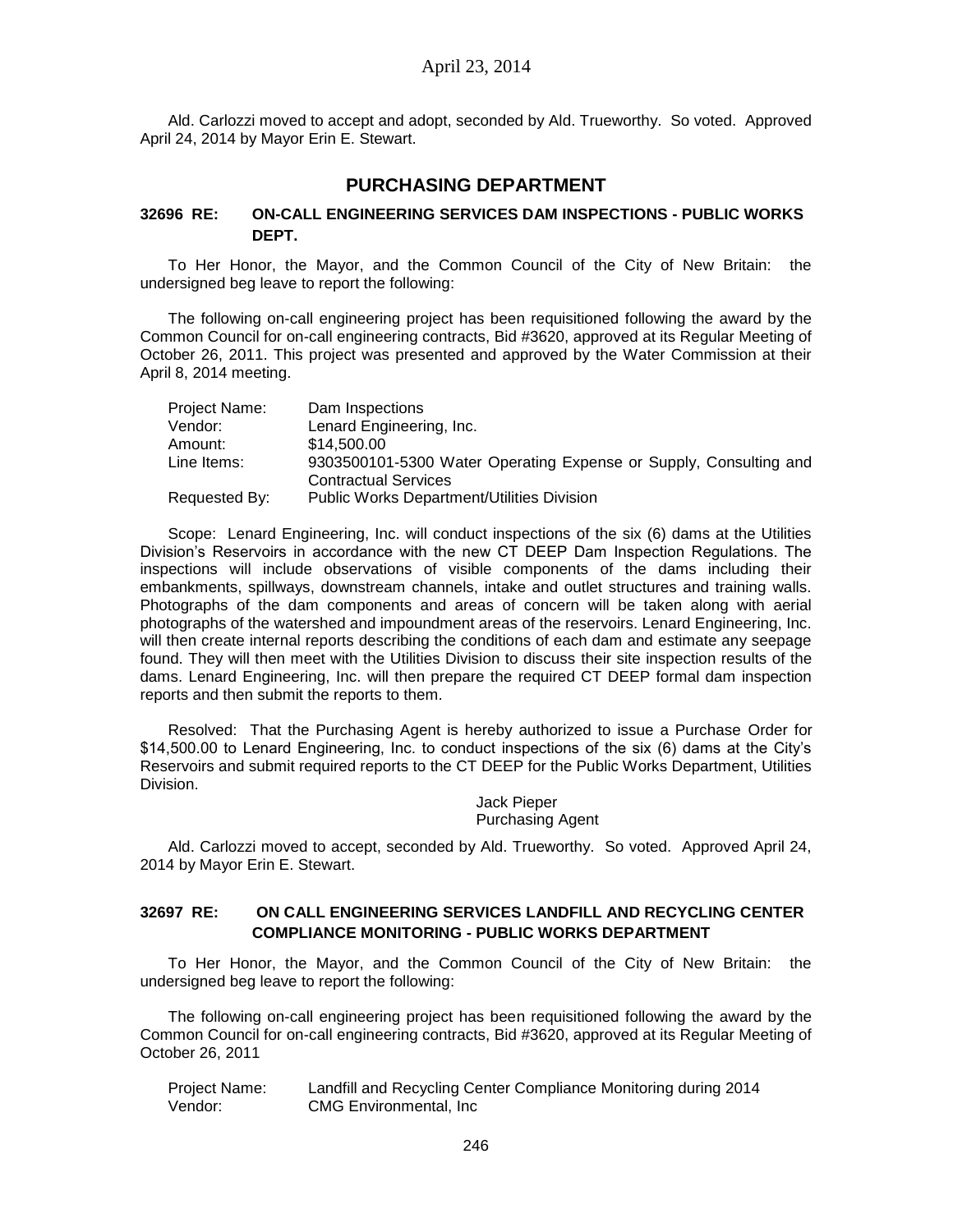Ald. Carlozzi moved to accept and adopt, seconded by Ald. Trueworthy. So voted. Approved April 24, 2014 by Mayor Erin E. Stewart.

## PURCHASING DEPARTMENT

### 32696 RE: ON-CALL ENGINEERING SERVICES DAM INSPECTIONS - PUBLIC WORKS DEPT.

To Her Honor, the Mayor, and the Common Council of the City of New Britain: the undersigned beg leave to report the following:

The following on-call engineering project has been requisitioned following the award by the Common Council for on-call engineering contracts, Bid #3620, approved at its Regular Meeting of October 26, 2011. This project was presented and approved by the Water Commission at their April 8, 2014 meeting.

| | |
|---|---|
| Project Name: | Dam Inspections |
| Vendor: | Lenard Engineering, Inc. |
| Amount: | $14,500.00 |
| Line Items: | 9303500101-5300 Water Operating Expense or Supply, Consulting and Contractual Services |
| Requested By: | Public Works Department/Utilities Division |

Scope: Lenard Engineering, Inc. will conduct inspections of the six (6) dams at the Utilities Division's Reservoirs in accordance with the new CT DEEP Dam Inspection Regulations. The inspections will include observations of visible components of the dams including their embankments, spillways, downstream channels, intake and outlet structures and training walls. Photographs of the dam components and areas of concern will be taken along with aerial photographs of the watershed and impoundment areas of the reservoirs. Lenard Engineering, Inc. will then create internal reports describing the conditions of each dam and estimate any seepage found. They will then meet with the Utilities Division to discuss their site inspection results of the dams. Lenard Engineering, Inc. will then prepare the required CT DEEP formal dam inspection reports and then submit the reports to them.

Resolved: That the Purchasing Agent is hereby authorized to issue a Purchase Order for $14,500.00 to Lenard Engineering, Inc. to conduct inspections of the six (6) dams at the City's Reservoirs and submit required reports to the CT DEEP for the Public Works Department, Utilities Division.

Jack Pieper
Purchasing Agent

Ald. Carlozzi moved to accept, seconded by Ald. Trueworthy. So voted. Approved April 24, 2014 by Mayor Erin E. Stewart.

### 32697 RE: ON CALL ENGINEERING SERVICES LANDFILL AND RECYCLING CENTER COMPLIANCE MONITORING - PUBLIC WORKS DEPARTMENT

To Her Honor, the Mayor, and the Common Council of the City of New Britain: the undersigned beg leave to report the following:

The following on-call engineering project has been requisitioned following the award by the Common Council for on-call engineering contracts, Bid #3620, approved at its Regular Meeting of October 26, 2011

| | |
|---|---|
| Project Name: | Landfill and Recycling Center Compliance Monitoring during 2014 |
| Vendor: | CMG Environmental, Inc |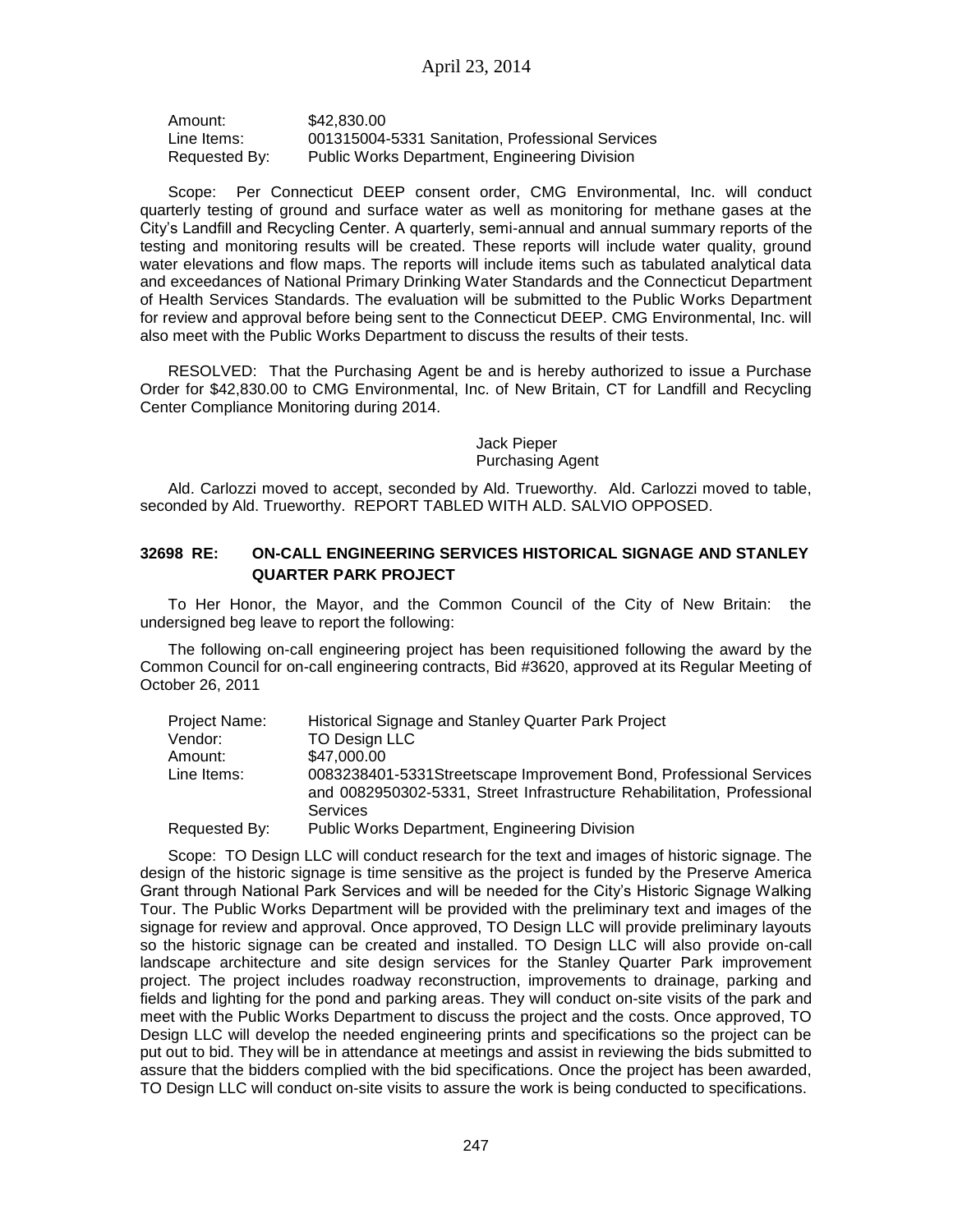| | |
|---|---|
| Amount: | $42,830.00 |
| Line Items: | 001315004-5331 Sanitation, Professional Services |
| Requested By: | Public Works Department, Engineering Division |

Scope: Per Connecticut DEEP consent order, CMG Environmental, Inc. will conduct quarterly testing of ground and surface water as well as monitoring for methane gases at the City's Landfill and Recycling Center. A quarterly, semi-annual and annual summary reports of the testing and monitoring results will be created. These reports will include water quality, ground water elevations and flow maps. The reports will include items such as tabulated analytical data and exceedances of National Primary Drinking Water Standards and the Connecticut Department of Health Services Standards. The evaluation will be submitted to the Public Works Department for review and approval before being sent to the Connecticut DEEP. CMG Environmental, Inc. will also meet with the Public Works Department to discuss the results of their tests.

RESOLVED: That the Purchasing Agent be and is hereby authorized to issue a Purchase Order for $42,830.00 to CMG Environmental, Inc. of New Britain, CT for Landfill and Recycling Center Compliance Monitoring during 2014.

Jack Pieper
Purchasing Agent

Ald. Carlozzi moved to accept, seconded by Ald. Trueworthy. Ald. Carlozzi moved to table, seconded by Ald. Trueworthy. REPORT TABLED WITH ALD. SALVIO OPPOSED.

## 32698 RE: ON-CALL ENGINEERING SERVICES HISTORICAL SIGNAGE AND STANLEY QUARTER PARK PROJECT

To Her Honor, the Mayor, and the Common Council of the City of New Britain: the undersigned beg leave to report the following:

The following on-call engineering project has been requisitioned following the award by the Common Council for on-call engineering contracts, Bid #3620, approved at its Regular Meeting of October 26, 2011

| | |
|---|---|
| Project Name: | Historical Signage and Stanley Quarter Park Project |
| Vendor: | TO Design LLC |
| Amount: | $47,000.00 |
| Line Items: | 0083238401-5331Streetscape Improvement Bond, Professional Services and 0082950302-5331, Street Infrastructure Rehabilitation, Professional Services |
| Requested By: | Public Works Department, Engineering Division |

Scope: TO Design LLC will conduct research for the text and images of historic signage. The design of the historic signage is time sensitive as the project is funded by the Preserve America Grant through National Park Services and will be needed for the City's Historic Signage Walking Tour. The Public Works Department will be provided with the preliminary text and images of the signage for review and approval. Once approved, TO Design LLC will provide preliminary layouts so the historic signage can be created and installed. TO Design LLC will also provide on-call landscape architecture and site design services for the Stanley Quarter Park improvement project. The project includes roadway reconstruction, improvements to drainage, parking and fields and lighting for the pond and parking areas. They will conduct on-site visits of the park and meet with the Public Works Department to discuss the project and the costs. Once approved, TO Design LLC will develop the needed engineering prints and specifications so the project can be put out to bid. They will be in attendance at meetings and assist in reviewing the bids submitted to assure that the bidders complied with the bid specifications. Once the project has been awarded, TO Design LLC will conduct on-site visits to assure the work is being conducted to specifications.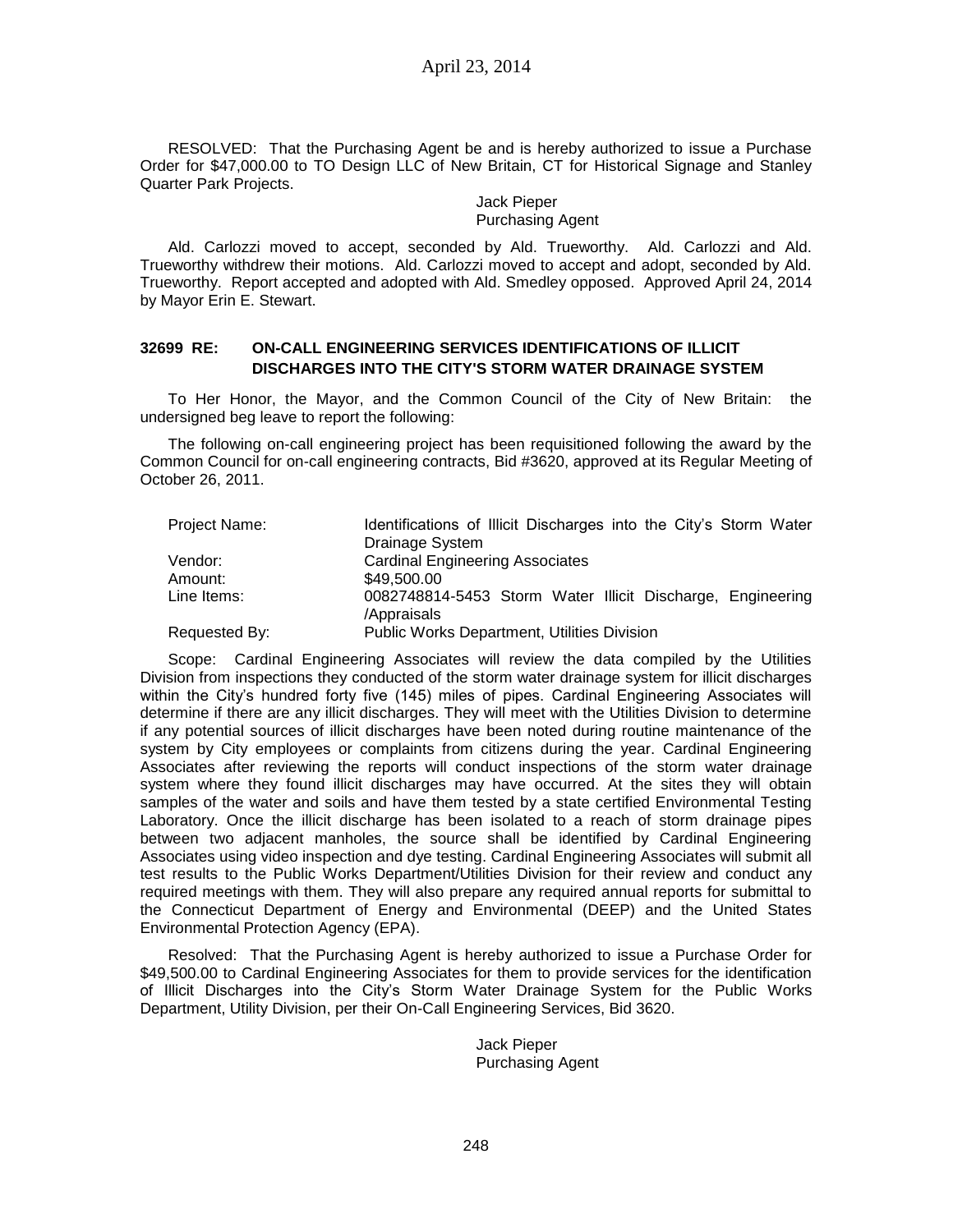RESOLVED: That the Purchasing Agent be and is hereby authorized to issue a Purchase Order for $47,000.00 to TO Design LLC of New Britain, CT for Historical Signage and Stanley Quarter Park Projects.

Jack Pieper
Purchasing Agent

Ald. Carlozzi moved to accept, seconded by Ald. Trueworthy. Ald. Carlozzi and Ald. Trueworthy withdrew their motions. Ald. Carlozzi moved to accept and adopt, seconded by Ald. Trueworthy. Report accepted and adopted with Ald. Smedley opposed. Approved April 24, 2014 by Mayor Erin E. Stewart.

### 32699 RE: ON-CALL ENGINEERING SERVICES IDENTIFICATIONS OF ILLICIT DISCHARGES INTO THE CITY'S STORM WATER DRAINAGE SYSTEM

To Her Honor, the Mayor, and the Common Council of the City of New Britain: the undersigned beg leave to report the following:

The following on-call engineering project has been requisitioned following the award by the Common Council for on-call engineering contracts, Bid #3620, approved at its Regular Meeting of October 26, 2011.

| | |
|---|---|
| Project Name: | Identifications of Illicit Discharges into the City's Storm Water Drainage System |
| Vendor: | Cardinal Engineering Associates |
| Amount: | $49,500.00 |
| Line Items: | 0082748814-5453 Storm Water Illicit Discharge, Engineering /Appraisals |
| Requested By: | Public Works Department, Utilities Division |

Scope: Cardinal Engineering Associates will review the data compiled by the Utilities Division from inspections they conducted of the storm water drainage system for illicit discharges within the City's hundred forty five (145) miles of pipes. Cardinal Engineering Associates will determine if there are any illicit discharges. They will meet with the Utilities Division to determine if any potential sources of illicit discharges have been noted during routine maintenance of the system by City employees or complaints from citizens during the year. Cardinal Engineering Associates after reviewing the reports will conduct inspections of the storm water drainage system where they found illicit discharges may have occurred. At the sites they will obtain samples of the water and soils and have them tested by a state certified Environmental Testing Laboratory. Once the illicit discharge has been isolated to a reach of storm drainage pipes between two adjacent manholes, the source shall be identified by Cardinal Engineering Associates using video inspection and dye testing. Cardinal Engineering Associates will submit all test results to the Public Works Department/Utilities Division for their review and conduct any required meetings with them. They will also prepare any required annual reports for submittal to the Connecticut Department of Energy and Environmental (DEEP) and the United States Environmental Protection Agency (EPA).

Resolved: That the Purchasing Agent is hereby authorized to issue a Purchase Order for $49,500.00 to Cardinal Engineering Associates for them to provide services for the identification of Illicit Discharges into the City's Storm Water Drainage System for the Public Works Department, Utility Division, per their On-Call Engineering Services, Bid 3620.

Jack Pieper
Purchasing Agent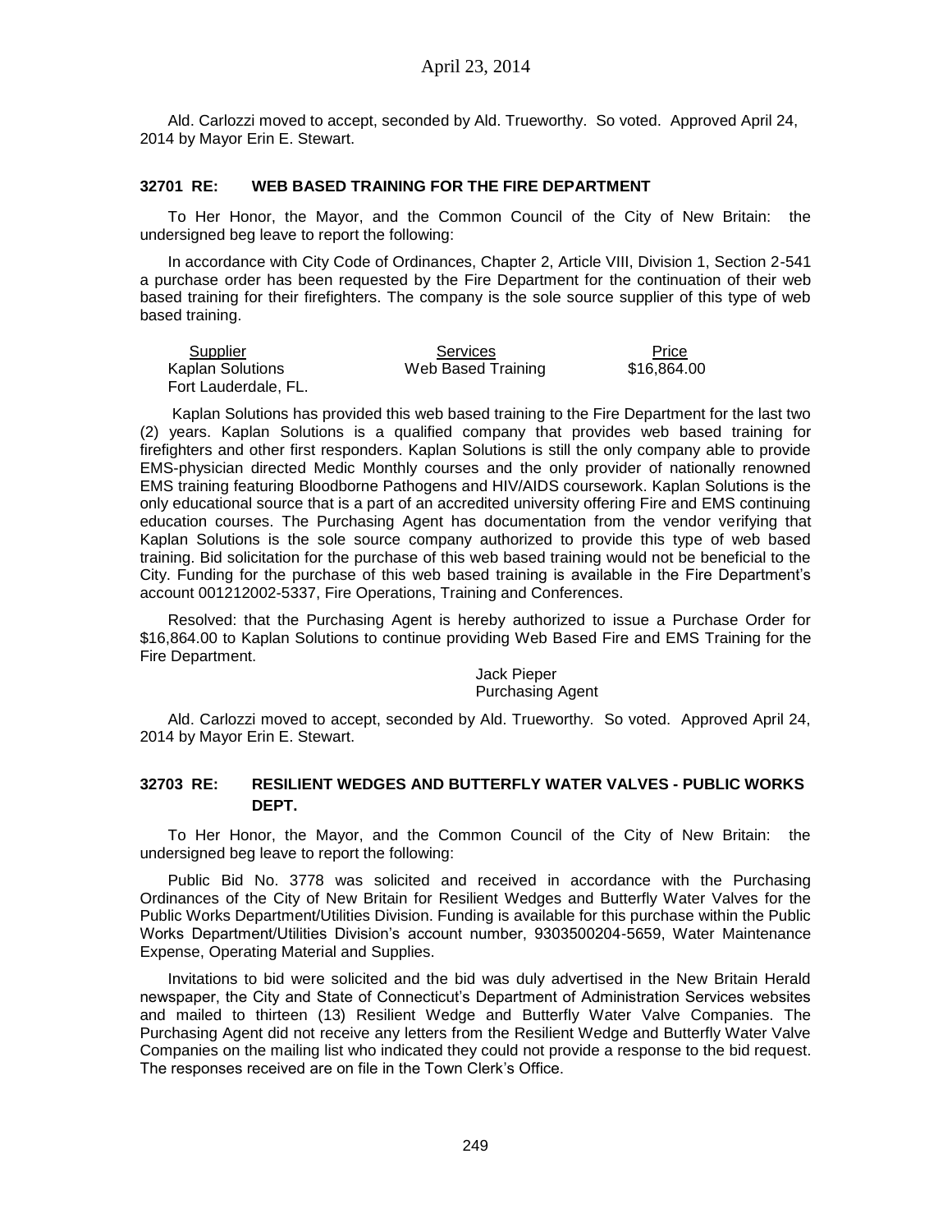Ald. Carlozzi moved to accept, seconded by Ald. Trueworthy. So voted. Approved April 24, 2014 by Mayor Erin E. Stewart.

### 32701 RE: WEB BASED TRAINING FOR THE FIRE DEPARTMENT

To Her Honor, the Mayor, and the Common Council of the City of New Britain: the undersigned beg leave to report the following:

In accordance with City Code of Ordinances, Chapter 2, Article VIII, Division 1, Section 2-541 a purchase order has been requested by the Fire Department for the continuation of their web based training for their firefighters. The company is the sole source supplier of this type of web based training.

| Supplier | Services | Price |
|---|---|---|
| Kaplan Solutions<br>Fort Lauderdale, FL. | Web Based Training | \$16,864.00 |

Kaplan Solutions has provided this web based training to the Fire Department for the last two (2) years. Kaplan Solutions is a qualified company that provides web based training for firefighters and other first responders. Kaplan Solutions is still the only company able to provide EMS-physician directed Medic Monthly courses and the only provider of nationally renowned EMS training featuring Bloodborne Pathogens and HIV/AIDS coursework. Kaplan Solutions is the only educational source that is a part of an accredited university offering Fire and EMS continuing education courses. The Purchasing Agent has documentation from the vendor verifying that Kaplan Solutions is the sole source company authorized to provide this type of web based training. Bid solicitation for the purchase of this web based training would not be beneficial to the City. Funding for the purchase of this web based training is available in the Fire Department's account 001212002-5337, Fire Operations, Training and Conferences.

Resolved: that the Purchasing Agent is hereby authorized to issue a Purchase Order for \$16,864.00 to Kaplan Solutions to continue providing Web Based Fire and EMS Training for the Fire Department.

Jack Pieper
Purchasing Agent

Ald. Carlozzi moved to accept, seconded by Ald. Trueworthy. So voted. Approved April 24, 2014 by Mayor Erin E. Stewart.

### 32703 RE: RESILIENT WEDGES AND BUTTERFLY WATER VALVES - PUBLIC WORKS DEPT.

To Her Honor, the Mayor, and the Common Council of the City of New Britain: the undersigned beg leave to report the following:

Public Bid No. 3778 was solicited and received in accordance with the Purchasing Ordinances of the City of New Britain for Resilient Wedges and Butterfly Water Valves for the Public Works Department/Utilities Division. Funding is available for this purchase within the Public Works Department/Utilities Division's account number, 9303500204-5659, Water Maintenance Expense, Operating Material and Supplies.

Invitations to bid were solicited and the bid was duly advertised in the New Britain Herald newspaper, the City and State of Connecticut's Department of Administration Services websites and mailed to thirteen (13) Resilient Wedge and Butterfly Water Valve Companies. The Purchasing Agent did not receive any letters from the Resilient Wedge and Butterfly Water Valve Companies on the mailing list who indicated they could not provide a response to the bid request. The responses received are on file in the Town Clerk's Office.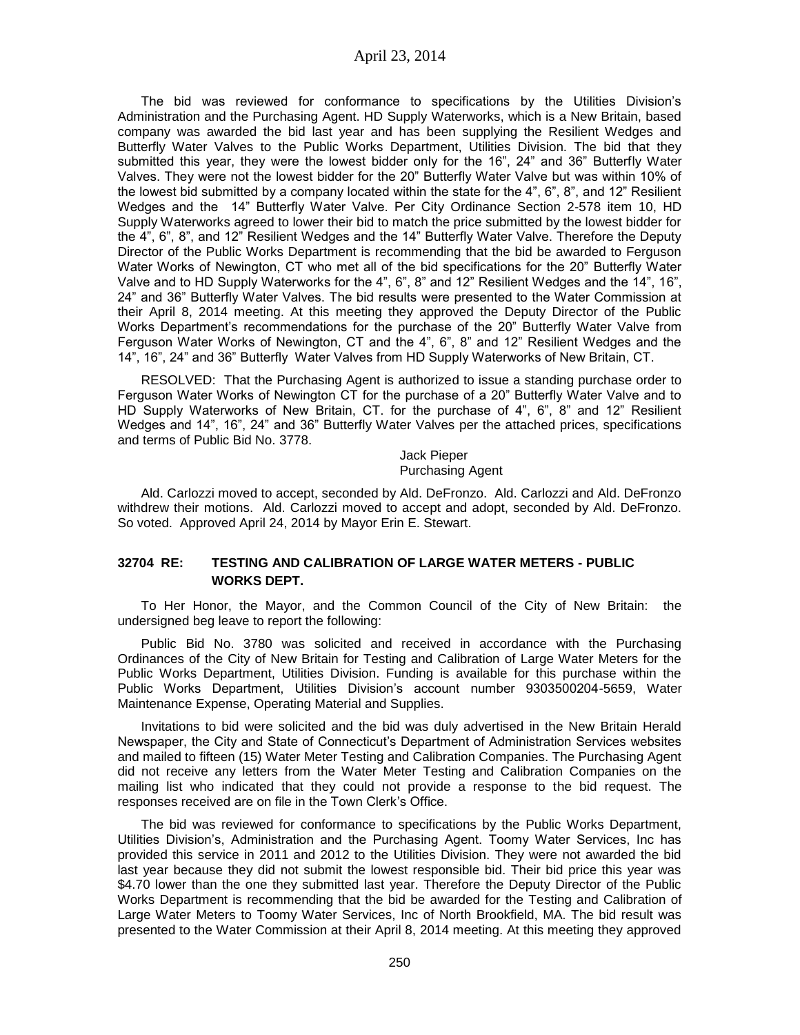The bid was reviewed for conformance to specifications by the Utilities Division's Administration and the Purchasing Agent. HD Supply Waterworks, which is a New Britain, based company was awarded the bid last year and has been supplying the Resilient Wedges and Butterfly Water Valves to the Public Works Department, Utilities Division. The bid that they submitted this year, they were the lowest bidder only for the 16", 24" and 36" Butterfly Water Valves. They were not the lowest bidder for the 20" Butterfly Water Valve but was within 10% of the lowest bid submitted by a company located within the state for the 4", 6", 8", and 12" Resilient Wedges and the 14" Butterfly Water Valve. Per City Ordinance Section 2-578 item 10, HD Supply Waterworks agreed to lower their bid to match the price submitted by the lowest bidder for the 4", 6", 8", and 12" Resilient Wedges and the 14" Butterfly Water Valve. Therefore the Deputy Director of the Public Works Department is recommending that the bid be awarded to Ferguson Water Works of Newington, CT who met all of the bid specifications for the 20" Butterfly Water Valve and to HD Supply Waterworks for the 4", 6", 8" and 12" Resilient Wedges and the 14", 16", 24" and 36" Butterfly Water Valves. The bid results were presented to the Water Commission at their April 8, 2014 meeting. At this meeting they approved the Deputy Director of the Public Works Department's recommendations for the purchase of the 20" Butterfly Water Valve from Ferguson Water Works of Newington, CT and the 4", 6", 8" and 12" Resilient Wedges and the 14", 16", 24" and 36" Butterfly Water Valves from HD Supply Waterworks of New Britain, CT.

RESOLVED: That the Purchasing Agent is authorized to issue a standing purchase order to Ferguson Water Works of Newington CT for the purchase of a 20" Butterfly Water Valve and to HD Supply Waterworks of New Britain, CT. for the purchase of 4", 6", 8" and 12" Resilient Wedges and 14", 16", 24" and 36" Butterfly Water Valves per the attached prices, specifications and terms of Public Bid No. 3778.

Jack Pieper
Purchasing Agent

Ald. Carlozzi moved to accept, seconded by Ald. DeFronzo. Ald. Carlozzi and Ald. DeFronzo withdrew their motions. Ald. Carlozzi moved to accept and adopt, seconded by Ald. DeFronzo. So voted. Approved April 24, 2014 by Mayor Erin E. Stewart.

### 32704 RE: TESTING AND CALIBRATION OF LARGE WATER METERS - PUBLIC WORKS DEPT.

To Her Honor, the Mayor, and the Common Council of the City of New Britain: the undersigned beg leave to report the following:

Public Bid No. 3780 was solicited and received in accordance with the Purchasing Ordinances of the City of New Britain for Testing and Calibration of Large Water Meters for the Public Works Department, Utilities Division. Funding is available for this purchase within the Public Works Department, Utilities Division's account number 9303500204-5659, Water Maintenance Expense, Operating Material and Supplies.

Invitations to bid were solicited and the bid was duly advertised in the New Britain Herald Newspaper, the City and State of Connecticut's Department of Administration Services websites and mailed to fifteen (15) Water Meter Testing and Calibration Companies. The Purchasing Agent did not receive any letters from the Water Meter Testing and Calibration Companies on the mailing list who indicated that they could not provide a response to the bid request. The responses received are on file in the Town Clerk's Office.

The bid was reviewed for conformance to specifications by the Public Works Department, Utilities Division's, Administration and the Purchasing Agent. Toomy Water Services, Inc has provided this service in 2011 and 2012 to the Utilities Division. They were not awarded the bid last year because they did not submit the lowest responsible bid. Their bid price this year was \$4.70 lower than the one they submitted last year. Therefore the Deputy Director of the Public Works Department is recommending that the bid be awarded for the Testing and Calibration of Large Water Meters to Toomy Water Services, Inc of North Brookfield, MA. The bid result was presented to the Water Commission at their April 8, 2014 meeting. At this meeting they approved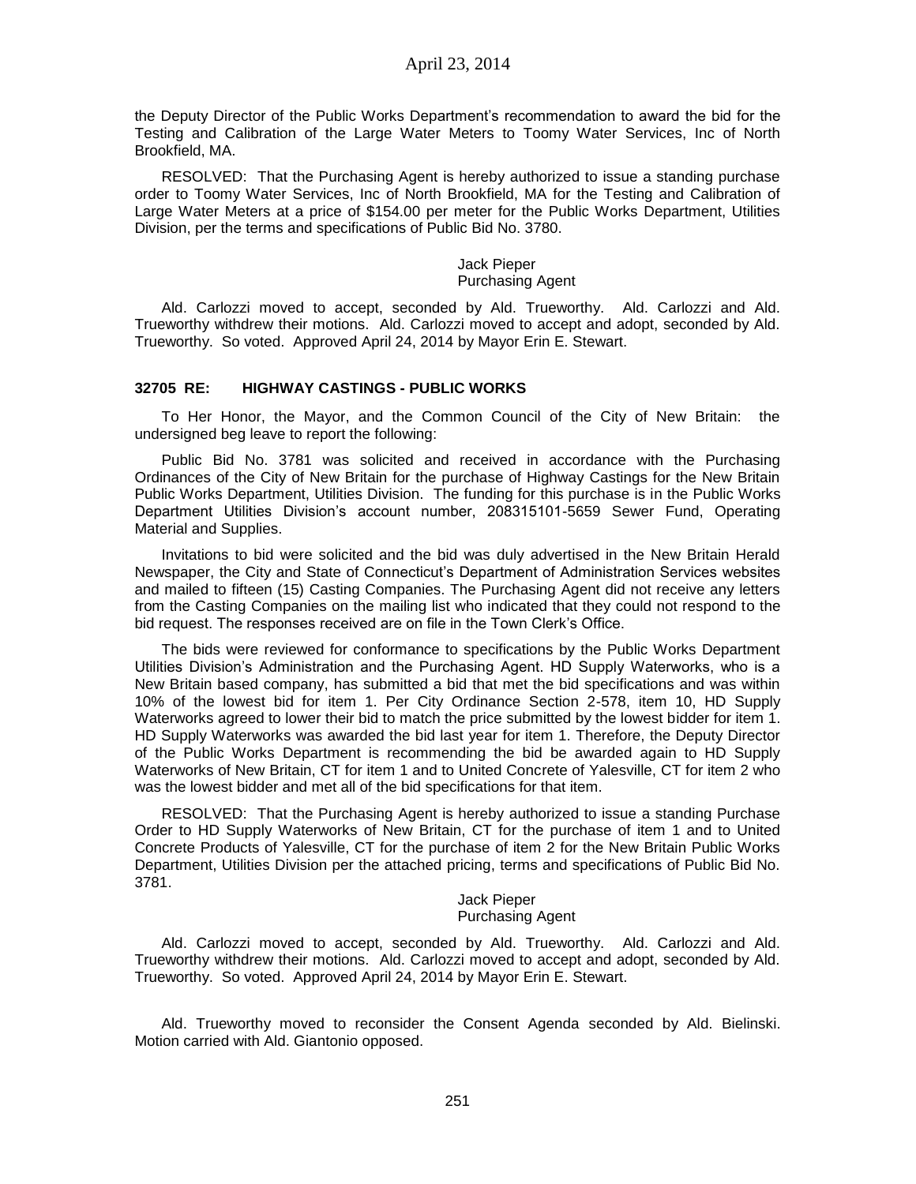the Deputy Director of the Public Works Department's recommendation to award the bid for the Testing and Calibration of the Large Water Meters to Toomy Water Services, Inc of North Brookfield, MA.

RESOLVED: That the Purchasing Agent is hereby authorized to issue a standing purchase order to Toomy Water Services, Inc of North Brookfield, MA for the Testing and Calibration of Large Water Meters at a price of $154.00 per meter for the Public Works Department, Utilities Division, per the terms and specifications of Public Bid No. 3780.

Jack Pieper
Purchasing Agent

Ald. Carlozzi moved to accept, seconded by Ald. Trueworthy. Ald. Carlozzi and Ald. Trueworthy withdrew their motions. Ald. Carlozzi moved to accept and adopt, seconded by Ald. Trueworthy. So voted. Approved April 24, 2014 by Mayor Erin E. Stewart.

### 32705 RE: HIGHWAY CASTINGS - PUBLIC WORKS

To Her Honor, the Mayor, and the Common Council of the City of New Britain: the undersigned beg leave to report the following:

Public Bid No. 3781 was solicited and received in accordance with the Purchasing Ordinances of the City of New Britain for the purchase of Highway Castings for the New Britain Public Works Department, Utilities Division. The funding for this purchase is in the Public Works Department Utilities Division's account number, 208315101-5659 Sewer Fund, Operating Material and Supplies.

Invitations to bid were solicited and the bid was duly advertised in the New Britain Herald Newspaper, the City and State of Connecticut's Department of Administration Services websites and mailed to fifteen (15) Casting Companies. The Purchasing Agent did not receive any letters from the Casting Companies on the mailing list who indicated that they could not respond to the bid request. The responses received are on file in the Town Clerk's Office.

The bids were reviewed for conformance to specifications by the Public Works Department Utilities Division's Administration and the Purchasing Agent. HD Supply Waterworks, who is a New Britain based company, has submitted a bid that met the bid specifications and was within 10% of the lowest bid for item 1. Per City Ordinance Section 2-578, item 10, HD Supply Waterworks agreed to lower their bid to match the price submitted by the lowest bidder for item 1. HD Supply Waterworks was awarded the bid last year for item 1. Therefore, the Deputy Director of the Public Works Department is recommending the bid be awarded again to HD Supply Waterworks of New Britain, CT for item 1 and to United Concrete of Yalesville, CT for item 2 who was the lowest bidder and met all of the bid specifications for that item.

RESOLVED: That the Purchasing Agent is hereby authorized to issue a standing Purchase Order to HD Supply Waterworks of New Britain, CT for the purchase of item 1 and to United Concrete Products of Yalesville, CT for the purchase of item 2 for the New Britain Public Works Department, Utilities Division per the attached pricing, terms and specifications of Public Bid No. 3781.

Jack Pieper
Purchasing Agent

Ald. Carlozzi moved to accept, seconded by Ald. Trueworthy. Ald. Carlozzi and Ald. Trueworthy withdrew their motions. Ald. Carlozzi moved to accept and adopt, seconded by Ald. Trueworthy. So voted. Approved April 24, 2014 by Mayor Erin E. Stewart.

Ald. Trueworthy moved to reconsider the Consent Agenda seconded by Ald. Bielinski. Motion carried with Ald. Giantonio opposed.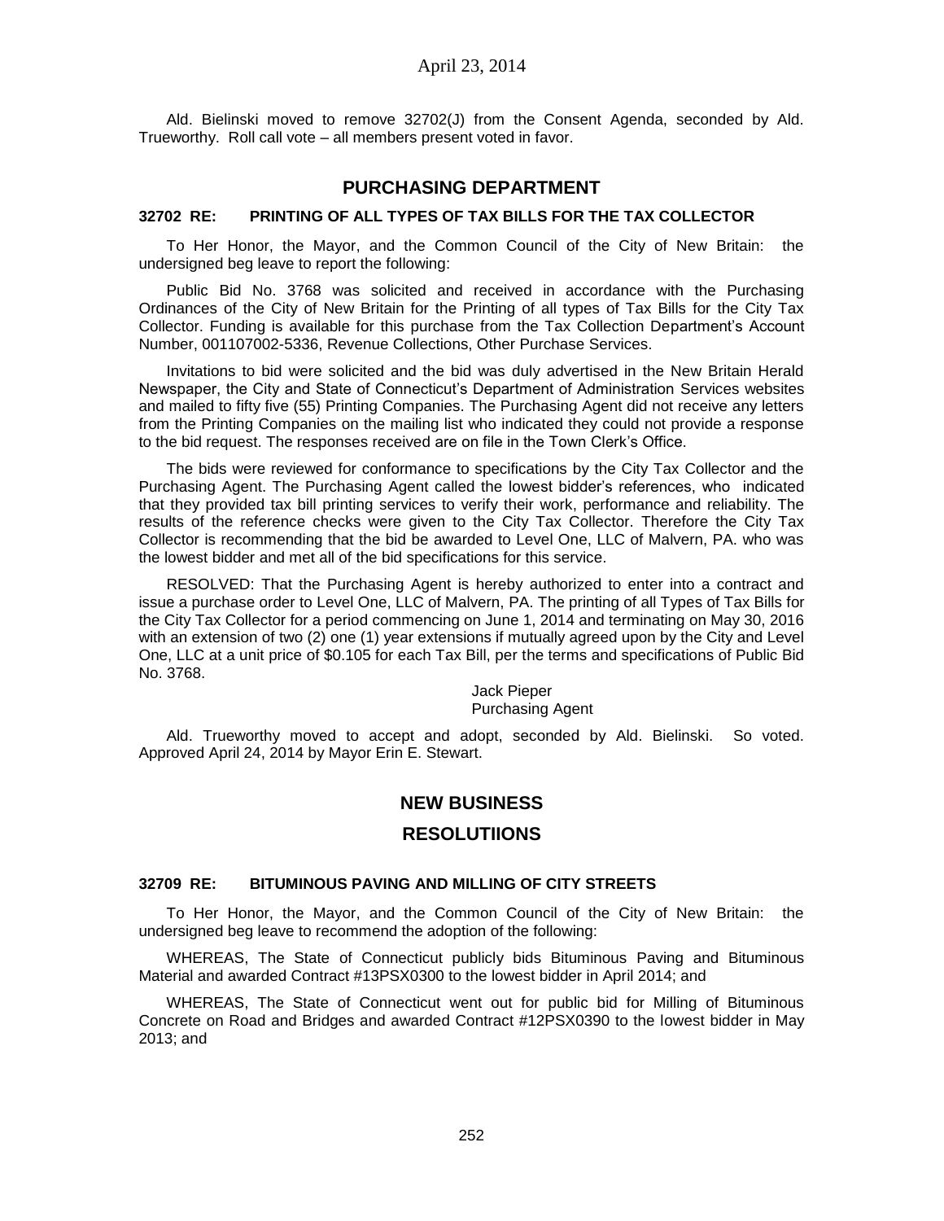Ald. Bielinski moved to remove 32702(J) from the Consent Agenda, seconded by Ald. Trueworthy. Roll call vote – all members present voted in favor.

## PURCHASING DEPARTMENT

### 32702 RE: PRINTING OF ALL TYPES OF TAX BILLS FOR THE TAX COLLECTOR

To Her Honor, the Mayor, and the Common Council of the City of New Britain: the undersigned beg leave to report the following:

Public Bid No. 3768 was solicited and received in accordance with the Purchasing Ordinances of the City of New Britain for the Printing of all types of Tax Bills for the City Tax Collector. Funding is available for this purchase from the Tax Collection Department's Account Number, 001107002-5336, Revenue Collections, Other Purchase Services.

Invitations to bid were solicited and the bid was duly advertised in the New Britain Herald Newspaper, the City and State of Connecticut's Department of Administration Services websites and mailed to fifty five (55) Printing Companies. The Purchasing Agent did not receive any letters from the Printing Companies on the mailing list who indicated they could not provide a response to the bid request. The responses received are on file in the Town Clerk's Office.

The bids were reviewed for conformance to specifications by the City Tax Collector and the Purchasing Agent. The Purchasing Agent called the lowest bidder's references, who indicated that they provided tax bill printing services to verify their work, performance and reliability. The results of the reference checks were given to the City Tax Collector. Therefore the City Tax Collector is recommending that the bid be awarded to Level One, LLC of Malvern, PA. who was the lowest bidder and met all of the bid specifications for this service.

RESOLVED: That the Purchasing Agent is hereby authorized to enter into a contract and issue a purchase order to Level One, LLC of Malvern, PA. The printing of all Types of Tax Bills for the City Tax Collector for a period commencing on June 1, 2014 and terminating on May 30, 2016 with an extension of two (2) one (1) year extensions if mutually agreed upon by the City and Level One, LLC at a unit price of $0.105 for each Tax Bill, per the terms and specifications of Public Bid No. 3768.

Jack Pieper
Purchasing Agent

Ald. Trueworthy moved to accept and adopt, seconded by Ald. Bielinski. So voted. Approved April 24, 2014 by Mayor Erin E. Stewart.

## NEW BUSINESS

## RESOLUTIIONS

### 32709 RE: BITUMINOUS PAVING AND MILLING OF CITY STREETS

To Her Honor, the Mayor, and the Common Council of the City of New Britain: the undersigned beg leave to recommend the adoption of the following:

WHEREAS, The State of Connecticut publicly bids Bituminous Paving and Bituminous Material and awarded Contract #13PSX0300 to the lowest bidder in April 2014; and

WHEREAS, The State of Connecticut went out for public bid for Milling of Bituminous Concrete on Road and Bridges and awarded Contract #12PSX0390 to the lowest bidder in May 2013; and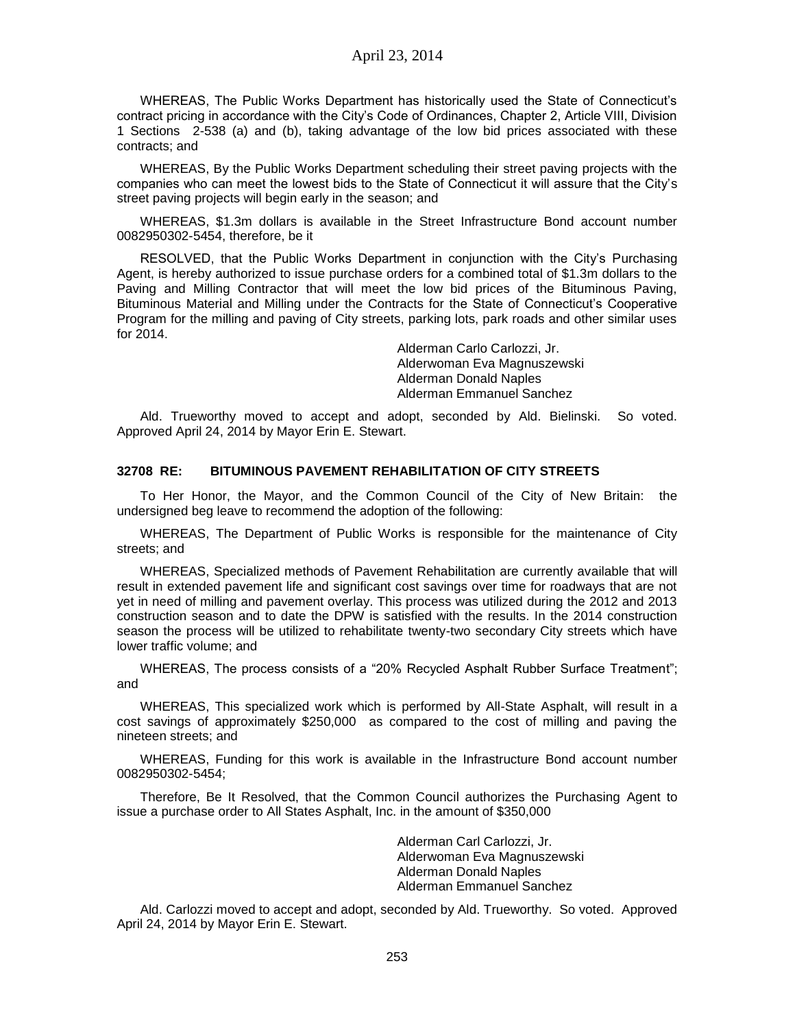WHEREAS, The Public Works Department has historically used the State of Connecticut's contract pricing in accordance with the City's Code of Ordinances, Chapter 2, Article VIII, Division 1 Sections 2-538 (a) and (b), taking advantage of the low bid prices associated with these contracts; and

WHEREAS, By the Public Works Department scheduling their street paving projects with the companies who can meet the lowest bids to the State of Connecticut it will assure that the City's street paving projects will begin early in the season; and

WHEREAS, $1.3m dollars is available in the Street Infrastructure Bond account number 0082950302-5454, therefore, be it

RESOLVED, that the Public Works Department in conjunction with the City's Purchasing Agent, is hereby authorized to issue purchase orders for a combined total of $1.3m dollars to the Paving and Milling Contractor that will meet the low bid prices of the Bituminous Paving, Bituminous Material and Milling under the Contracts for the State of Connecticut's Cooperative Program for the milling and paving of City streets, parking lots, park roads and other similar uses for 2014.

Alderman Carlo Carlozzi, Jr.
Alderwoman Eva Magnuszewski
Alderman Donald Naples
Alderman Emmanuel Sanchez

Ald. Trueworthy moved to accept and adopt, seconded by Ald. Bielinski. So voted. Approved April 24, 2014 by Mayor Erin E. Stewart.

**32708 RE: BITUMINOUS PAVEMENT REHABILITATION OF CITY STREETS**

To Her Honor, the Mayor, and the Common Council of the City of New Britain: the undersigned beg leave to recommend the adoption of the following:

WHEREAS, The Department of Public Works is responsible for the maintenance of City streets; and

WHEREAS, Specialized methods of Pavement Rehabilitation are currently available that will result in extended pavement life and significant cost savings over time for roadways that are not yet in need of milling and pavement overlay. This process was utilized during the 2012 and 2013 construction season and to date the DPW is satisfied with the results. In the 2014 construction season the process will be utilized to rehabilitate twenty-two secondary City streets which have lower traffic volume; and

WHEREAS, The process consists of a "20% Recycled Asphalt Rubber Surface Treatment"; and

WHEREAS, This specialized work which is performed by All-State Asphalt, will result in a cost savings of approximately $250,000 as compared to the cost of milling and paving the nineteen streets; and

WHEREAS, Funding for this work is available in the Infrastructure Bond account number 0082950302-5454;

Therefore, Be It Resolved, that the Common Council authorizes the Purchasing Agent to issue a purchase order to All States Asphalt, Inc. in the amount of $350,000

Alderman Carl Carlozzi, Jr.
Alderwoman Eva Magnuszewski
Alderman Donald Naples
Alderman Emmanuel Sanchez

Ald. Carlozzi moved to accept and adopt, seconded by Ald. Trueworthy. So voted. Approved April 24, 2014 by Mayor Erin E. Stewart.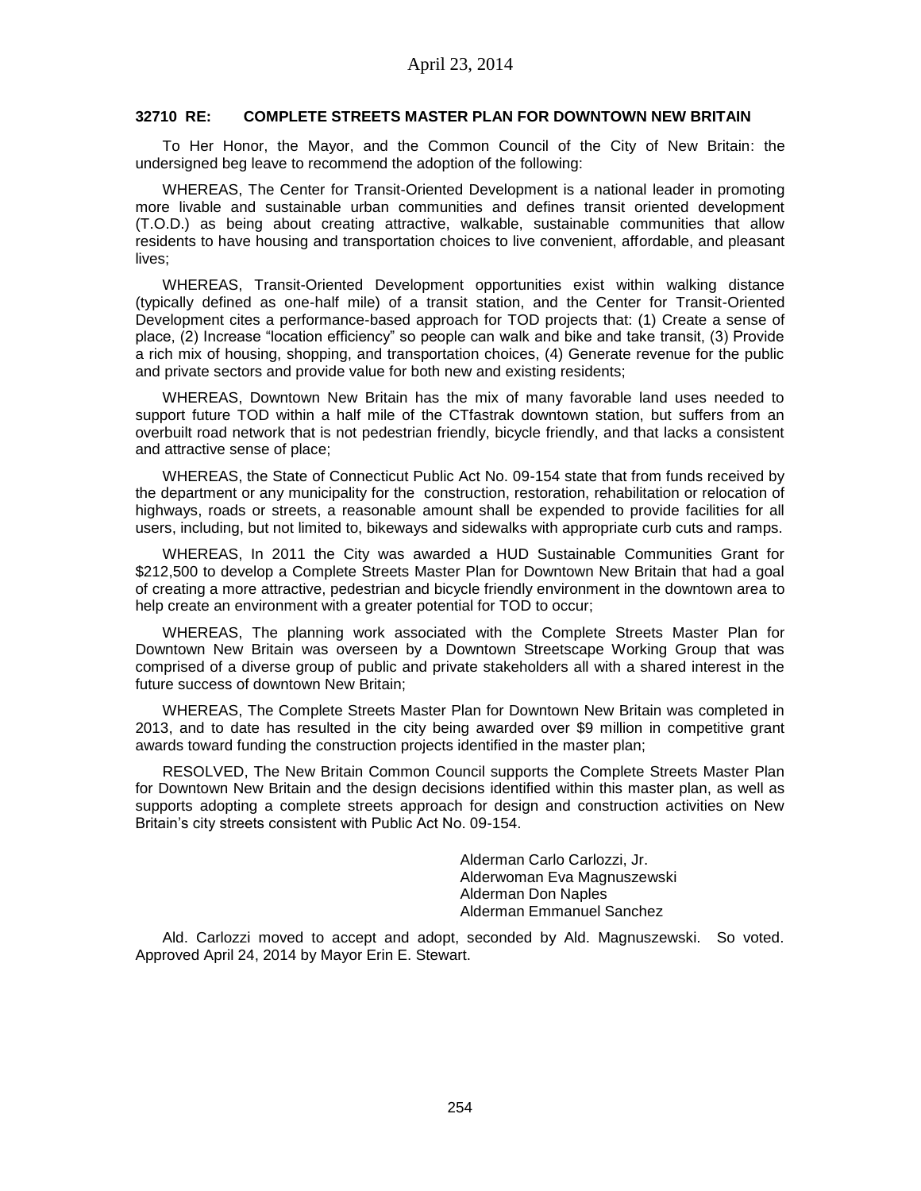### 32710 RE: COMPLETE STREETS MASTER PLAN FOR DOWNTOWN NEW BRITAIN

To Her Honor, the Mayor, and the Common Council of the City of New Britain: the undersigned beg leave to recommend the adoption of the following:

WHEREAS, The Center for Transit-Oriented Development is a national leader in promoting more livable and sustainable urban communities and defines transit oriented development (T.O.D.) as being about creating attractive, walkable, sustainable communities that allow residents to have housing and transportation choices to live convenient, affordable, and pleasant lives;

WHEREAS, Transit-Oriented Development opportunities exist within walking distance (typically defined as one-half mile) of a transit station, and the Center for Transit-Oriented Development cites a performance-based approach for TOD projects that: (1) Create a sense of place, (2) Increase "location efficiency" so people can walk and bike and take transit, (3) Provide a rich mix of housing, shopping, and transportation choices, (4) Generate revenue for the public and private sectors and provide value for both new and existing residents;

WHEREAS, Downtown New Britain has the mix of many favorable land uses needed to support future TOD within a half mile of the CTfastrak downtown station, but suffers from an overbuilt road network that is not pedestrian friendly, bicycle friendly, and that lacks a consistent and attractive sense of place;

WHEREAS, the State of Connecticut Public Act No. 09-154 state that from funds received by the department or any municipality for the construction, restoration, rehabilitation or relocation of highways, roads or streets, a reasonable amount shall be expended to provide facilities for all users, including, but not limited to, bikeways and sidewalks with appropriate curb cuts and ramps.

WHEREAS, In 2011 the City was awarded a HUD Sustainable Communities Grant for $212,500 to develop a Complete Streets Master Plan for Downtown New Britain that had a goal of creating a more attractive, pedestrian and bicycle friendly environment in the downtown area to help create an environment with a greater potential for TOD to occur;

WHEREAS, The planning work associated with the Complete Streets Master Plan for Downtown New Britain was overseen by a Downtown Streetscape Working Group that was comprised of a diverse group of public and private stakeholders all with a shared interest in the future success of downtown New Britain;

WHEREAS, The Complete Streets Master Plan for Downtown New Britain was completed in 2013, and to date has resulted in the city being awarded over $9 million in competitive grant awards toward funding the construction projects identified in the master plan;

RESOLVED, The New Britain Common Council supports the Complete Streets Master Plan for Downtown New Britain and the design decisions identified within this master plan, as well as supports adopting a complete streets approach for design and construction activities on New Britain's city streets consistent with Public Act No. 09-154.

Alderman Carlo Carlozzi, Jr.
Alderwoman Eva Magnuszewski
Alderman Don Naples
Alderman Emmanuel Sanchez

Ald. Carlozzi moved to accept and adopt, seconded by Ald. Magnuszewski. So voted. Approved April 24, 2014 by Mayor Erin E. Stewart.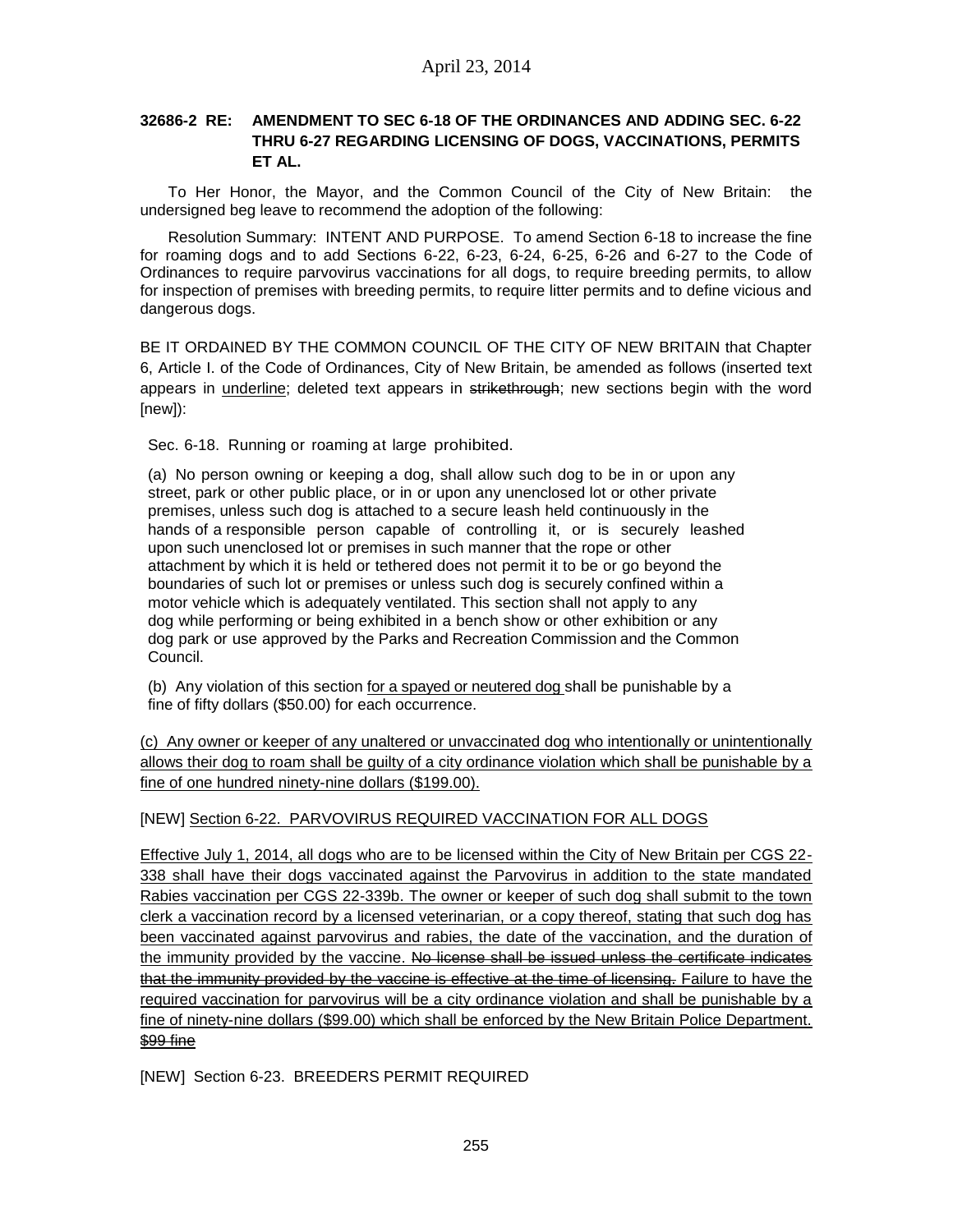April 23, 2014

**32686-2 RE: AMENDMENT TO SEC 6-18 OF THE ORDINANCES AND ADDING SEC. 6-22 THRU 6-27 REGARDING LICENSING OF DOGS, VACCINATIONS, PERMITS ET AL.**

To Her Honor, the Mayor, and the Common Council of the City of New Britain: the undersigned beg leave to recommend the adoption of the following:

Resolution Summary: INTENT AND PURPOSE. To amend Section 6-18 to increase the fine for roaming dogs and to add Sections 6-22, 6-23, 6-24, 6-25, 6-26 and 6-27 to the Code of Ordinances to require parvovirus vaccinations for all dogs, to require breeding permits, to allow for inspection of premises with breeding permits, to require litter permits and to define vicious and dangerous dogs.

BE IT ORDAINED BY THE COMMON COUNCIL OF THE CITY OF NEW BRITAIN that Chapter 6, Article I. of the Code of Ordinances, City of New Britain, be amended as follows (inserted text appears in <u>underline</u>; deleted text appears in ~~strikethrough~~; new sections begin with the word [new]):

Sec. 6-18. Running or roaming at large prohibited.

(a) No person owning or keeping a dog, shall allow such dog to be in or upon any street, park or other public place, or in or upon any unenclosed lot or other private premises, unless such dog is attached to a secure leash held continuously in the hands of a responsible person capable of controlling it, or is securely leashed upon such unenclosed lot or premises in such manner that the rope or other attachment by which it is held or tethered does not permit it to be or go beyond the boundaries of such lot or premises or unless such dog is securely confined within a motor vehicle which is adequately ventilated. This section shall not apply to any dog while performing or being exhibited in a bench show or other exhibition or any dog park or use approved by the Parks and Recreation Commission and the Common Council.

(b) Any violation of this section <u>for a spayed or neutered dog</u> shall be punishable by a fine of fifty dollars ($50.00) for each occurrence.

<u>(c) Any owner or keeper of any unaltered or unvaccinated dog who intentionally or unintentionally allows their dog to roam shall be guilty of a city ordinance violation which shall be punishable by a fine of one hundred ninety-nine dollars ($199.00).</u>

[NEW] <u>Section 6-22. PARVOVIRUS REQUIRED VACCINATION FOR ALL DOGS</u>

<u>Effective July 1, 2014, all dogs who are to be licensed within the City of New Britain per CGS 22-338 shall have their dogs vaccinated against the Parvovirus in addition to the state mandated Rabies vaccination per CGS 22-339b. The owner or keeper of such dog shall submit to the town clerk a vaccination record by a licensed veterinarian, or a copy thereof, stating that such dog has been vaccinated against parvovirus and rabies, the date of the vaccination, and the duration of the immunity provided by the vaccine.</u> ~~No license shall be issued unless the certificate indicates that the immunity provided by the vaccine is effective at the time of licensing.~~ <u>Failure to have the required vaccination for parvovirus will be a city ordinance violation and shall be punishable by a fine of ninety-nine dollars ($99.00) which shall be enforced by the New Britain Police Department.</u> ~~$99 fine~~

[NEW] Section 6-23. BREEDERS PERMIT REQUIRED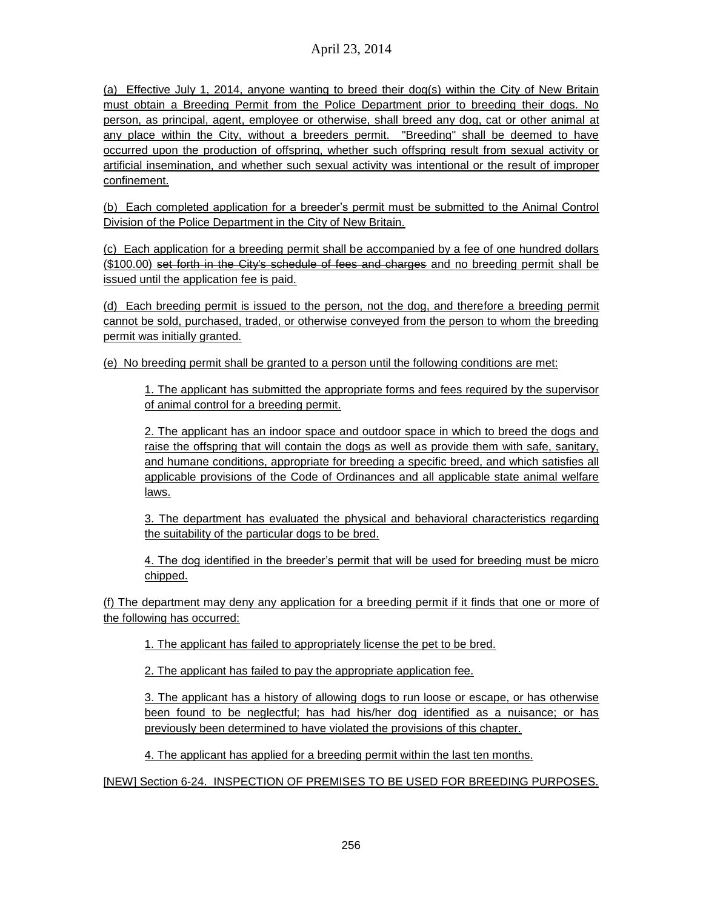(a) Effective July 1, 2014, anyone wanting to breed their dog(s) within the City of New Britain must obtain a Breeding Permit from the Police Department prior to breeding their dogs. No person, as principal, agent, employee or otherwise, shall breed any dog, cat or other animal at any place within the City, without a breeders permit. "Breeding" shall be deemed to have occurred upon the production of offspring, whether such offspring result from sexual activity or artificial insemination, and whether such sexual activity was intentional or the result of improper confinement.

(b) Each completed application for a breeder's permit must be submitted to the Animal Control Division of the Police Department in the City of New Britain.

(c) Each application for a breeding permit shall be accompanied by a fee of one hundred dollars ($100.00) ~~set forth in the City's schedule of fees and charges~~ and no breeding permit shall be issued until the application fee is paid.

(d) Each breeding permit is issued to the person, not the dog, and therefore a breeding permit cannot be sold, purchased, traded, or otherwise conveyed from the person to whom the breeding permit was initially granted.

(e) No breeding permit shall be granted to a person until the following conditions are met:

> 1. The applicant has submitted the appropriate forms and fees required by the supervisor of animal control for a breeding permit.
>
> 2. The applicant has an indoor space and outdoor space in which to breed the dogs and raise the offspring that will contain the dogs as well as provide them with safe, sanitary, and humane conditions, appropriate for breeding a specific breed, and which satisfies all applicable provisions of the Code of Ordinances and all applicable state animal welfare laws.
>
> 3. The department has evaluated the physical and behavioral characteristics regarding the suitability of the particular dogs to be bred.
>
> 4. The dog identified in the breeder's permit that will be used for breeding must be micro chipped.

(f) The department may deny any application for a breeding permit if it finds that one or more of the following has occurred:

> 1. The applicant has failed to appropriately license the pet to be bred.
>
> 2. The applicant has failed to pay the appropriate application fee.
>
> 3. The applicant has a history of allowing dogs to run loose or escape, or has otherwise been found to be neglectful; has had his/her dog identified as a nuisance; or has previously been determined to have violated the provisions of this chapter.
>
> 4. The applicant has applied for a breeding permit within the last ten months.

[NEW] Section 6-24. INSPECTION OF PREMISES TO BE USED FOR BREEDING PURPOSES.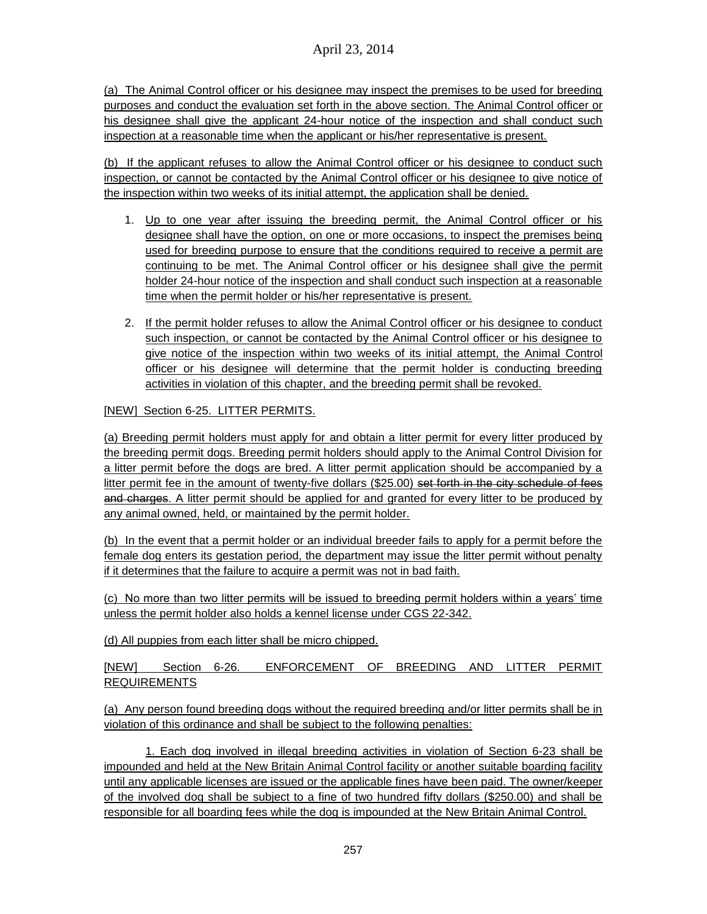(a) The Animal Control officer or his designee may inspect the premises to be used for breeding purposes and conduct the evaluation set forth in the above section. The Animal Control officer or his designee shall give the applicant 24-hour notice of the inspection and shall conduct such inspection at a reasonable time when the applicant or his/her representative is present.

(b) If the applicant refuses to allow the Animal Control officer or his designee to conduct such inspection, or cannot be contacted by the Animal Control officer or his designee to give notice of the inspection within two weeks of its initial attempt, the application shall be denied.

1. Up to one year after issuing the breeding permit, the Animal Control officer or his designee shall have the option, on one or more occasions, to inspect the premises being used for breeding purpose to ensure that the conditions required to receive a permit are continuing to be met. The Animal Control officer or his designee shall give the permit holder 24-hour notice of the inspection and shall conduct such inspection at a reasonable time when the permit holder or his/her representative is present.
2. If the permit holder refuses to allow the Animal Control officer or his designee to conduct such inspection, or cannot be contacted by the Animal Control officer or his designee to give notice of the inspection within two weeks of its initial attempt, the Animal Control officer or his designee will determine that the permit holder is conducting breeding activities in violation of this chapter, and the breeding permit shall be revoked.

[NEW] Section 6-25. LITTER PERMITS.

(a) Breeding permit holders must apply for and obtain a litter permit for every litter produced by the breeding permit dogs. Breeding permit holders should apply to the Animal Control Division for a litter permit before the dogs are bred. A litter permit application should be accompanied by a litter permit fee in the amount of twenty-five dollars ($25.00) ~~set forth in the city schedule of fees and charges~~. A litter permit should be applied for and granted for every litter to be produced by any animal owned, held, or maintained by the permit holder.

(b) In the event that a permit holder or an individual breeder fails to apply for a permit before the female dog enters its gestation period, the department may issue the litter permit without penalty if it determines that the failure to acquire a permit was not in bad faith.

(c) No more than two litter permits will be issued to breeding permit holders within a years' time unless the permit holder also holds a kennel license under CGS 22-342.

(d) All puppies from each litter shall be micro chipped.

[NEW] Section 6-26. ENFORCEMENT OF BREEDING AND LITTER PERMIT REQUIREMENTS

(a) Any person found breeding dogs without the required breeding and/or litter permits shall be in violation of this ordinance and shall be subject to the following penalties:

1. Each dog involved in illegal breeding activities in violation of Section 6-23 shall be impounded and held at the New Britain Animal Control facility or another suitable boarding facility until any applicable licenses are issued or the applicable fines have been paid. The owner/keeper of the involved dog shall be subject to a fine of two hundred fifty dollars ($250.00) and shall be responsible for all boarding fees while the dog is impounded at the New Britain Animal Control.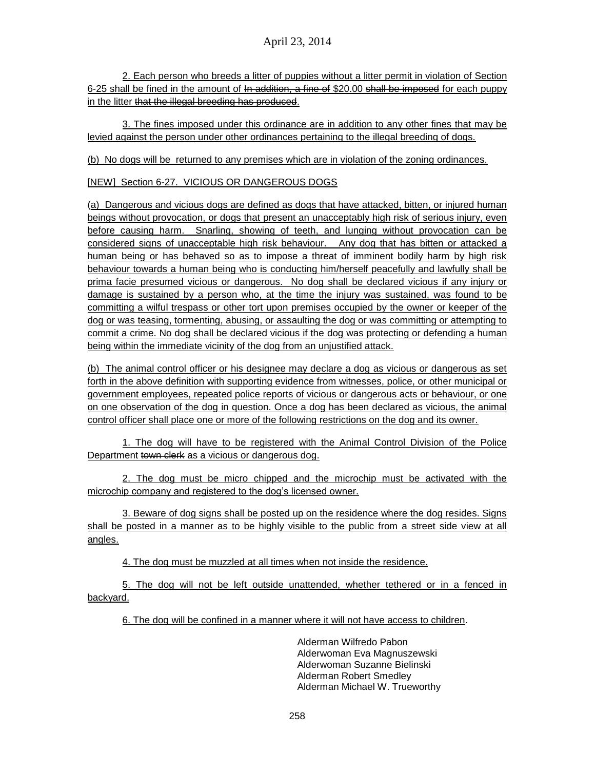2. Each person who breeds a litter of puppies without a litter permit in violation of Section 6-25 shall be fined in the amount of ~~In addition, a fine of~~ $20.00 ~~shall be imposed~~ for each puppy in the litter ~~that the illegal breeding has produced~~.

3. The fines imposed under this ordinance are in addition to any other fines that may be levied against the person under other ordinances pertaining to the illegal breeding of dogs.

(b) No dogs will be returned to any premises which are in violation of the zoning ordinances.

[NEW] Section 6-27. VICIOUS OR DANGEROUS DOGS

(a) Dangerous and vicious dogs are defined as dogs that have attacked, bitten, or injured human beings without provocation, or dogs that present an unacceptably high risk of serious injury, even before causing harm. Snarling, showing of teeth, and lunging without provocation can be considered signs of unacceptable high risk behaviour. Any dog that has bitten or attacked a human being or has behaved so as to impose a threat of imminent bodily harm by high risk behaviour towards a human being who is conducting him/herself peacefully and lawfully shall be prima facie presumed vicious or dangerous. No dog shall be declared vicious if any injury or damage is sustained by a person who, at the time the injury was sustained, was found to be committing a wilful trespass or other tort upon premises occupied by the owner or keeper of the dog or was teasing, tormenting, abusing, or assaulting the dog or was committing or attempting to commit a crime. No dog shall be declared vicious if the dog was protecting or defending a human being within the immediate vicinity of the dog from an unjustified attack.

(b) The animal control officer or his designee may declare a dog as vicious or dangerous as set forth in the above definition with supporting evidence from witnesses, police, or other municipal or government employees, repeated police reports of vicious or dangerous acts or behaviour, or one on one observation of the dog in question. Once a dog has been declared as vicious, the animal control officer shall place one or more of the following restrictions on the dog and its owner.

1. The dog will have to be registered with the Animal Control Division of the Police Department ~~town clerk~~ as a vicious or dangerous dog.

2. The dog must be micro chipped and the microchip must be activated with the microchip company and registered to the dog's licensed owner.

3. Beware of dog signs shall be posted up on the residence where the dog resides. Signs shall be posted in a manner as to be highly visible to the public from a street side view at all angles.

4. The dog must be muzzled at all times when not inside the residence.

5. The dog will not be left outside unattended, whether tethered or in a fenced in backyard.

6. The dog will be confined in a manner where it will not have access to children.

Alderman Wilfredo Pabon
Alderwoman Eva Magnuszewski
Alderwoman Suzanne Bielinski
Alderman Robert Smedley
Alderman Michael W. Trueworthy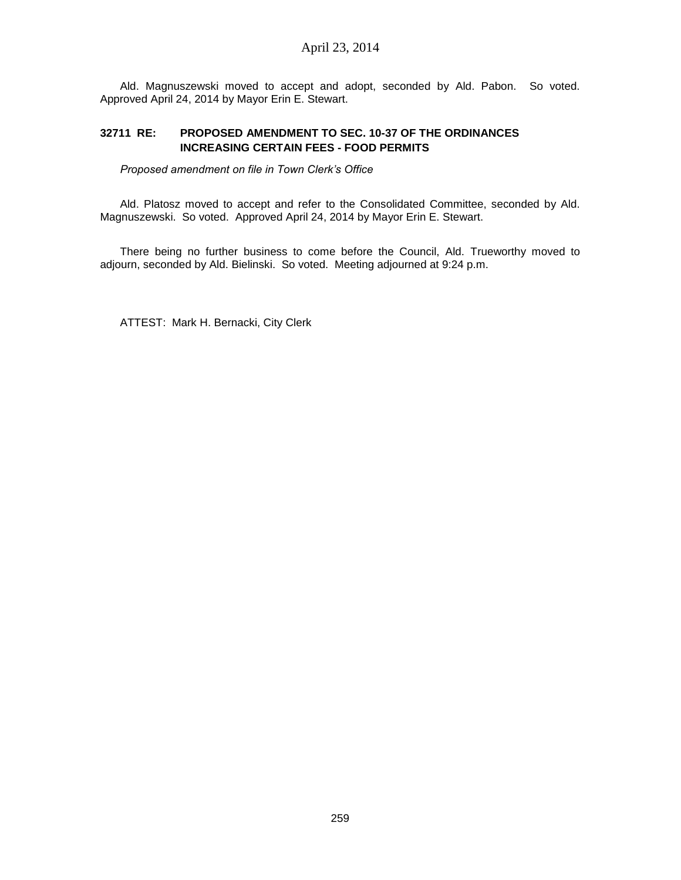Ald. Magnuszewski moved to accept and adopt, seconded by Ald. Pabon. So voted. Approved April 24, 2014 by Mayor Erin E. Stewart.

**32711 RE: PROPOSED AMENDMENT TO SEC. 10-37 OF THE ORDINANCES INCREASING CERTAIN FEES - FOOD PERMITS**

*Proposed amendment on file in Town Clerk's Office*

Ald. Platosz moved to accept and refer to the Consolidated Committee, seconded by Ald. Magnuszewski. So voted. Approved April 24, 2014 by Mayor Erin E. Stewart.

There being no further business to come before the Council, Ald. Trueworthy moved to adjourn, seconded by Ald. Bielinski. So voted. Meeting adjourned at 9:24 p.m.

ATTEST: Mark H. Bernacki, City Clerk